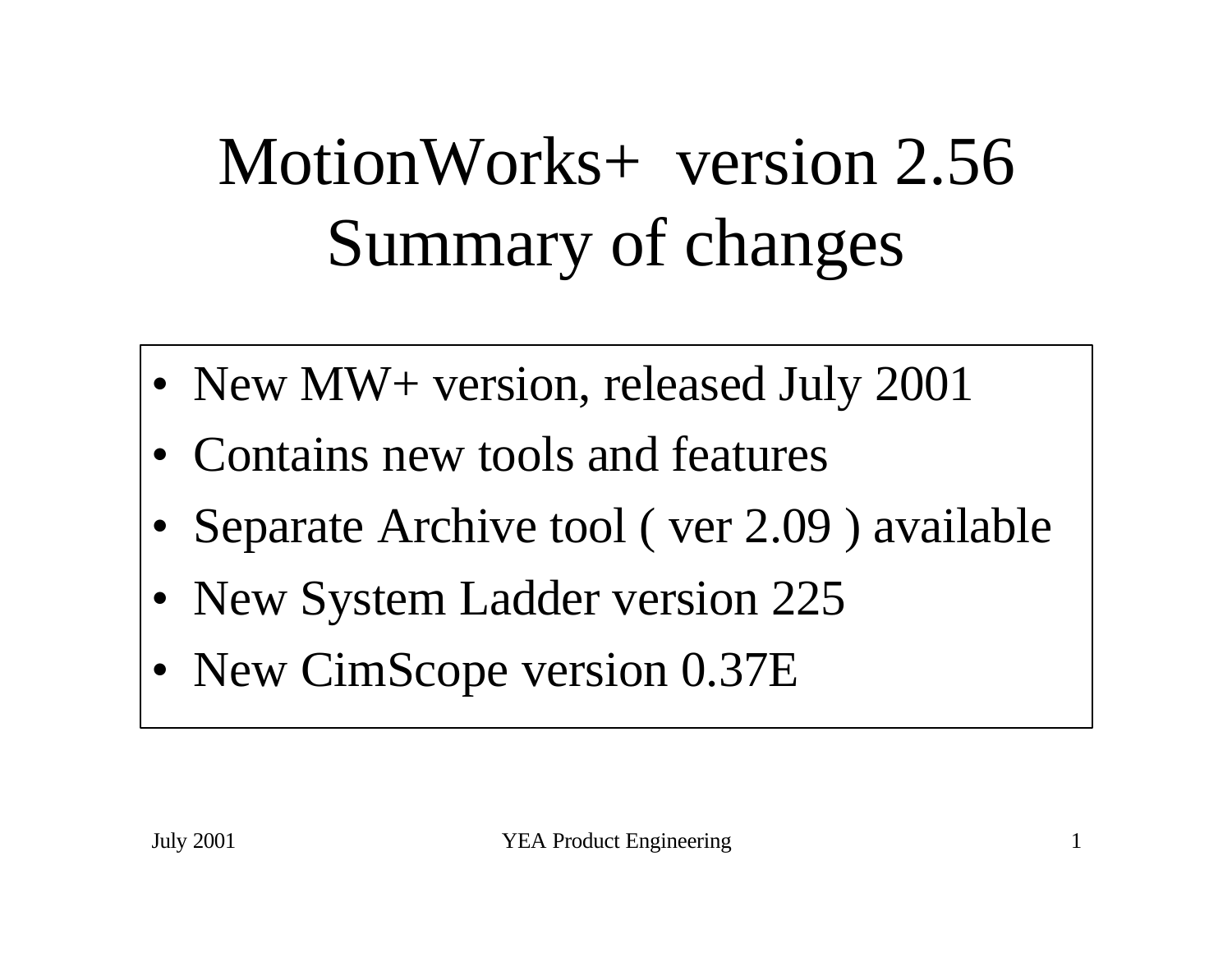# MotionWorks+ version 2.56 Summary of changes

- New MW+ version, released July 2001
- Contains new tools and features
- Separate Archive tool ( ver 2.09 ) available
- New System Ladder version 225
- New CimScope version 0.37E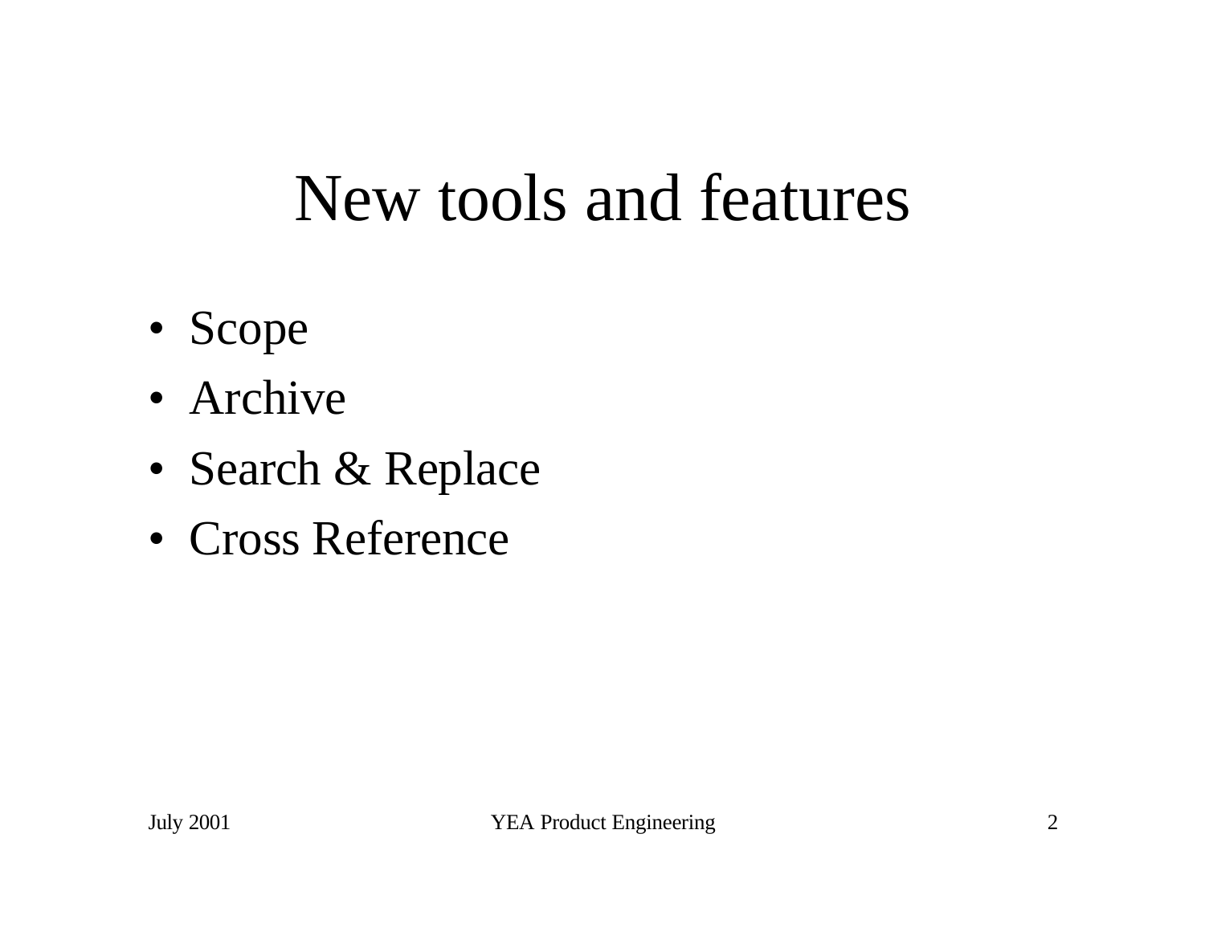# New tools and features

- Scope
- Archive
- Search & Replace
- Cross Reference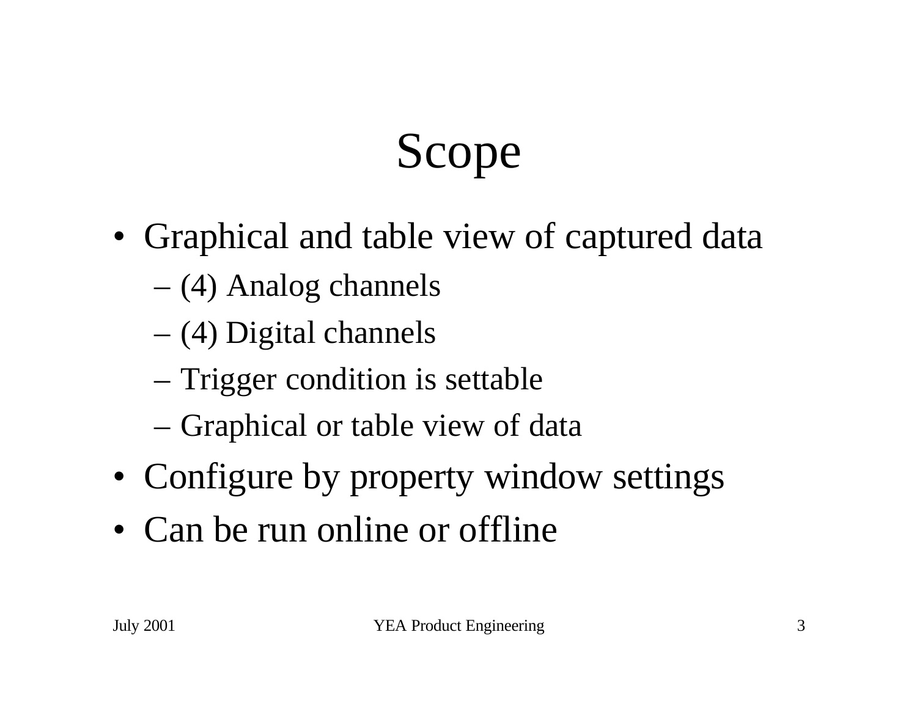# Scope

- Graphical and table view of captured data
  - (4) Analog channels
  - (4) Digital channels
  - Trigger condition is settable
  - Graphical or table view of data
- Configure by property window settings
- Can be run online or offline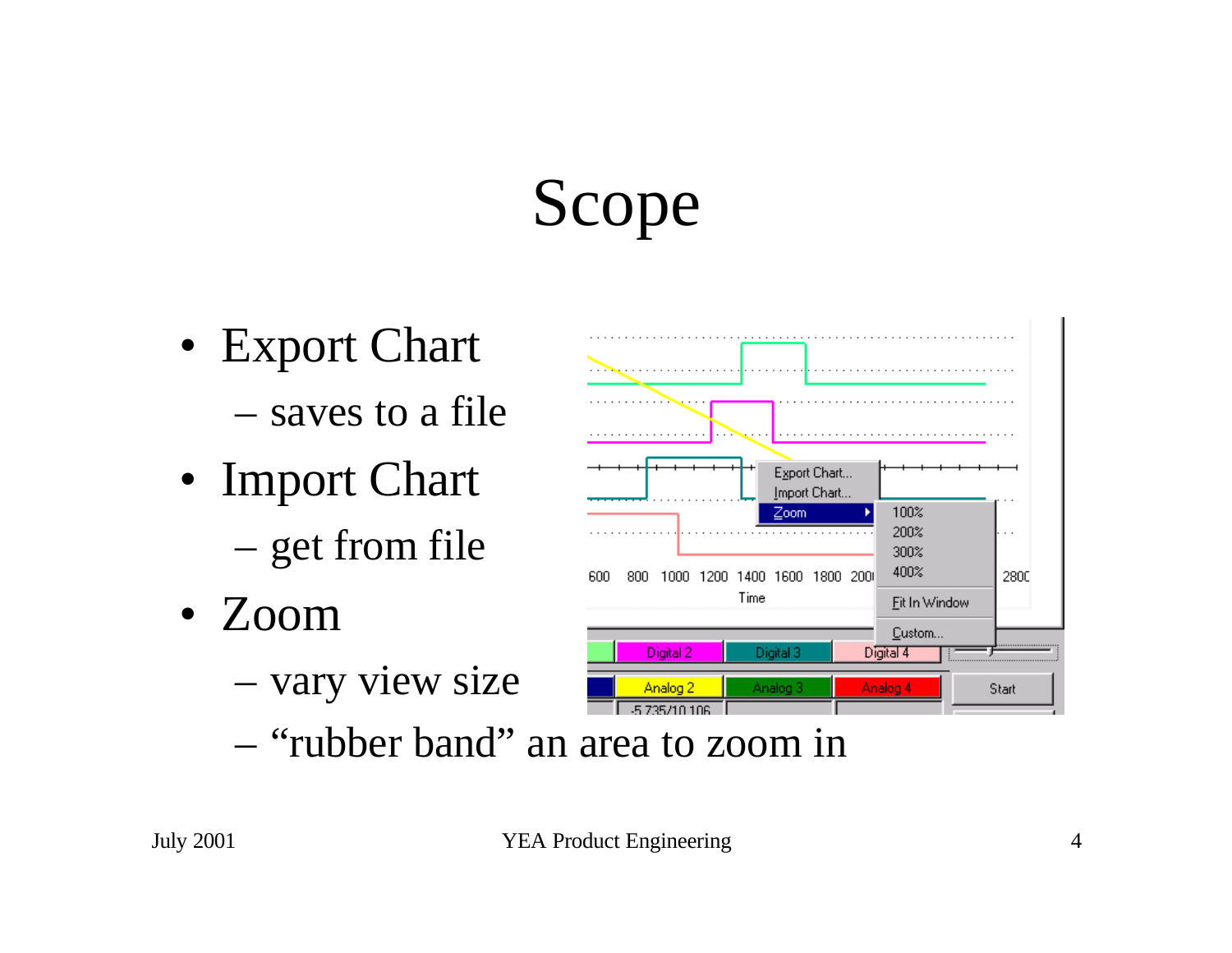# Scope

- Export Chart
  - saves to a file
- Import Chart
  - get from file
- Zoom
  - vary view size
  - “rubber band” an area to zoom in

Export Chart...
Import Chart...
Zoom
100%
200%
300%
400%
Fit In Window
Custom...

600 800 1000 1200 1400 1600 1800 2000 2800
Time

Digital 2
Digital 3
Digital 4
Analog 2
Analog 3
Analog 4
Start
-5.735/10.106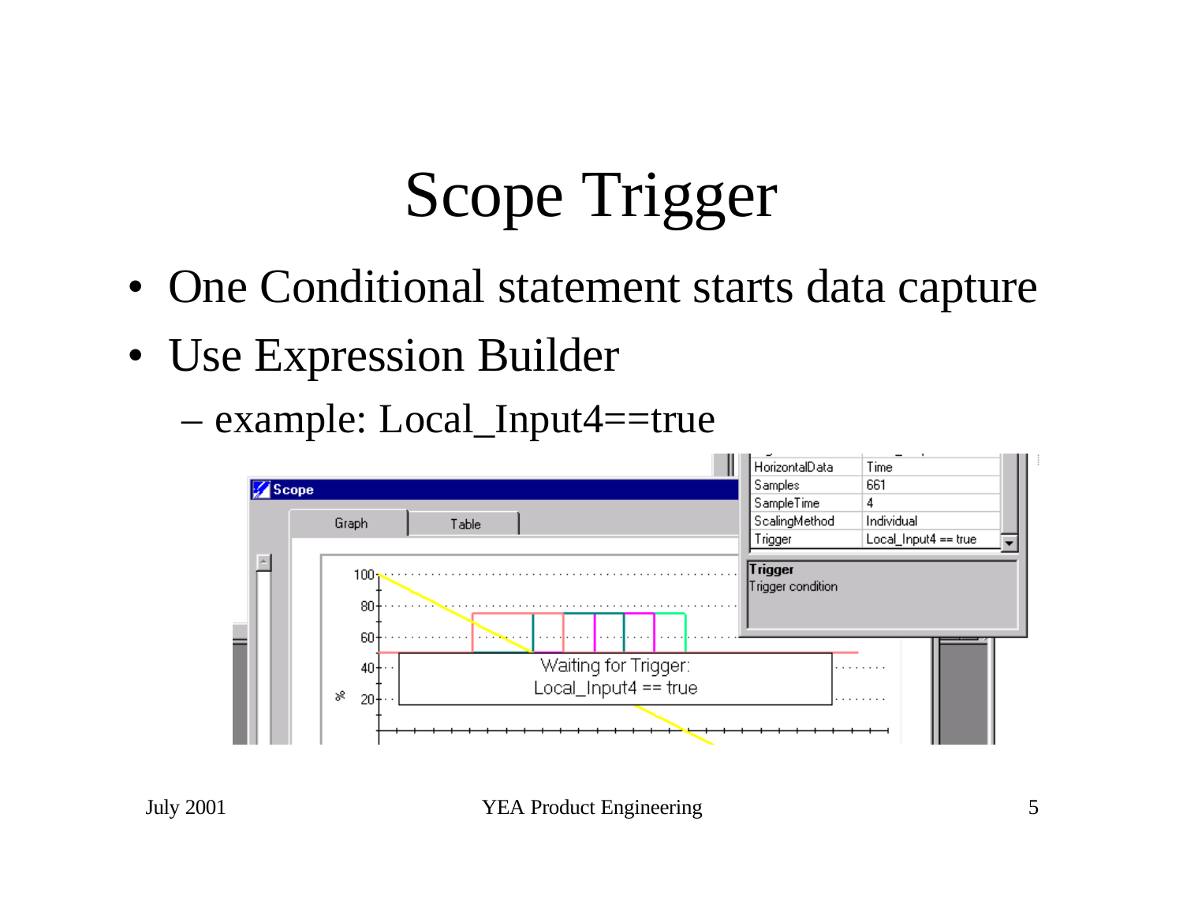# Scope Trigger

- One Conditional statement starts data capture
- Use Expression Builder
  - example: Local_Input4==true

Scope

Graph

Table

100

80

60

40

20

%

Waiting for Trigger:
Local_Input4 == true

| | |
|---|---|
| HorizontalData | Time |
| Samples | 661 |
| SampleTime | 4 |
| ScalingMethod | Individual |
| Trigger | Local_Input4 == true |

**Trigger**
Trigger condition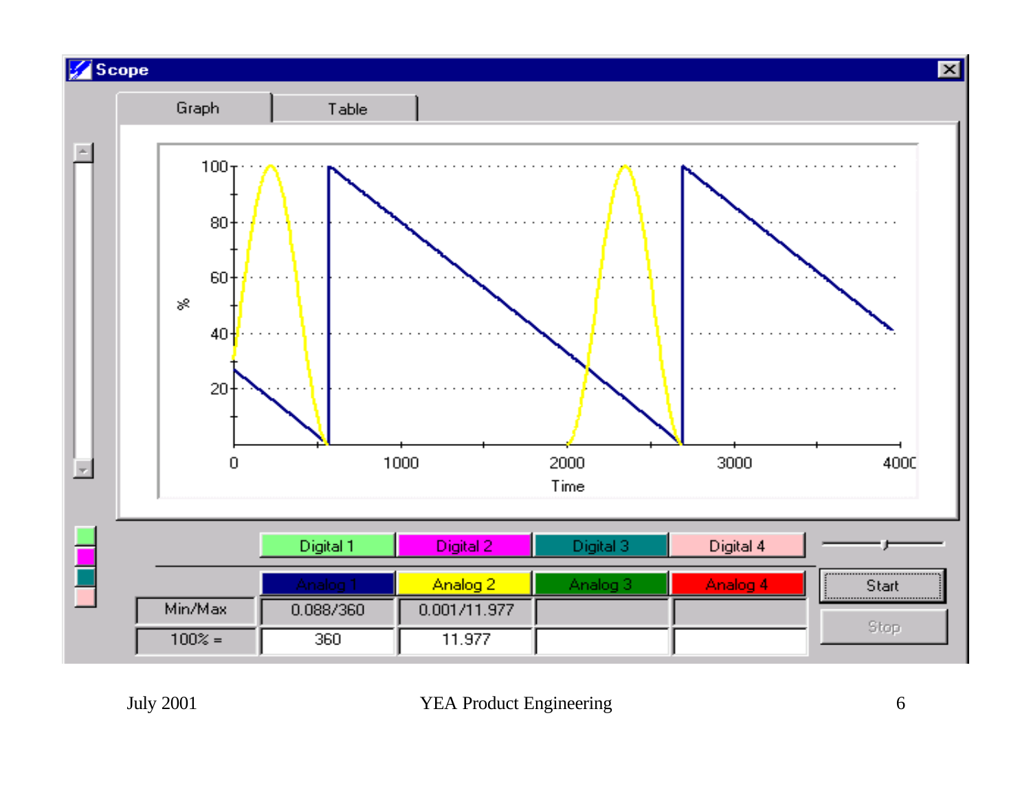Scope

Graph

Table

100

80

60

40

20

%

0

1000

2000

3000

4000

Time

Digital 1

Digital 2

Digital 3

Digital 4

Analog 1

Analog 2

Analog 3

Analog 4

Start

Stop

| | Analog 1 | Analog 2 | Analog 3 | Analog 4 |
|---|---|---|---|---|
| Min/Max | 0.088/360 | 0.001/11.977 | | |
| 100% = | 360 | 11.977 | | |

July 2001

YEA Product Engineering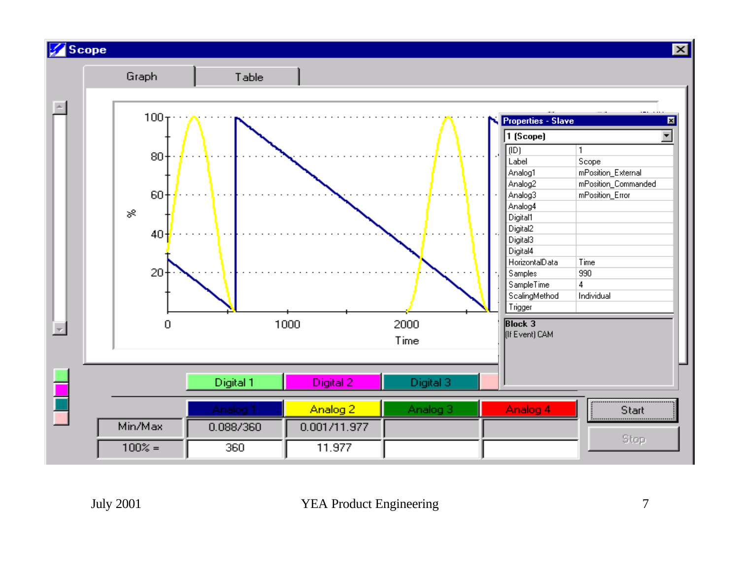Scope

Graph | Table

100
80
60
40
20
%
0
1000
2000
Time

Properties - Slave

1 (Scope)

| | |
|---|---|
| (ID) | 1 |
| Label | Scope |
| Analog1 | mPosition_External |
| Analog2 | mPosition_Commanded |
| Analog3 | mPosition_Error |
| Analog4 | |
| Digital1 | |
| Digital2 | |
| Digital3 | |
| Digital4 | |
| HorizontalData | Time |
| Samples | 990 |
| SampleTime | 4 |
| ScalingMethod | Individual |
| Trigger | |

**Block 3**
(If Event) CAM

Digital 1 | Digital 2 | Digital 3

| | Analog 1 | Analog 2 | Analog 3 | Analog 4 |
|---|---|---|---|---|
| Min/Max | 0.088/360 | 0.001/11.977 | | |
| 100% = | 360 | 11.977 | | |

Start

Stop

July 2001 YEA Product Engineering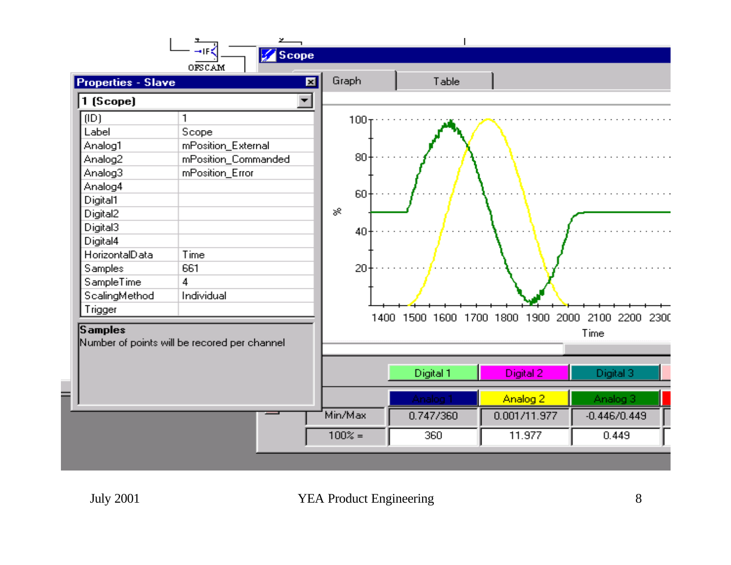OFSCAM

**Scope**

Graph | Table

**Properties - Slave**

1 (Scope)

| | |
|---|---|
| (ID) | 1 |
| Label | Scope |
| Analog1 | mPosition_External |
| Analog2 | mPosition_Commanded |
| Analog3 | mPosition_Error |
| Analog4 | |
| Digital1 | |
| Digital2 | |
| Digital3 | |
| Digital4 | |
| HorizontalData | Time |
| Samples | 661 |
| SampleTime | 4 |
| ScalingMethod | Individual |
| Trigger | |

**Samples**
Number of points will be recored per channel

100
80
60
40
20
%
1400 1500 1600 1700 1800 1900 2000 2100 2200 2300
Time

| | Digital 1 | Digital 2 | Digital 3 |
|---|---|---|---|
| | Analog 1 | Analog 2 | Analog 3 |
| Min/Max | 0.747/360 | 0.001/11.977 | -0.446/0.449 |
| 100% = | 360 | 11.977 | 0.449 |

July 2001 YEA Product Engineering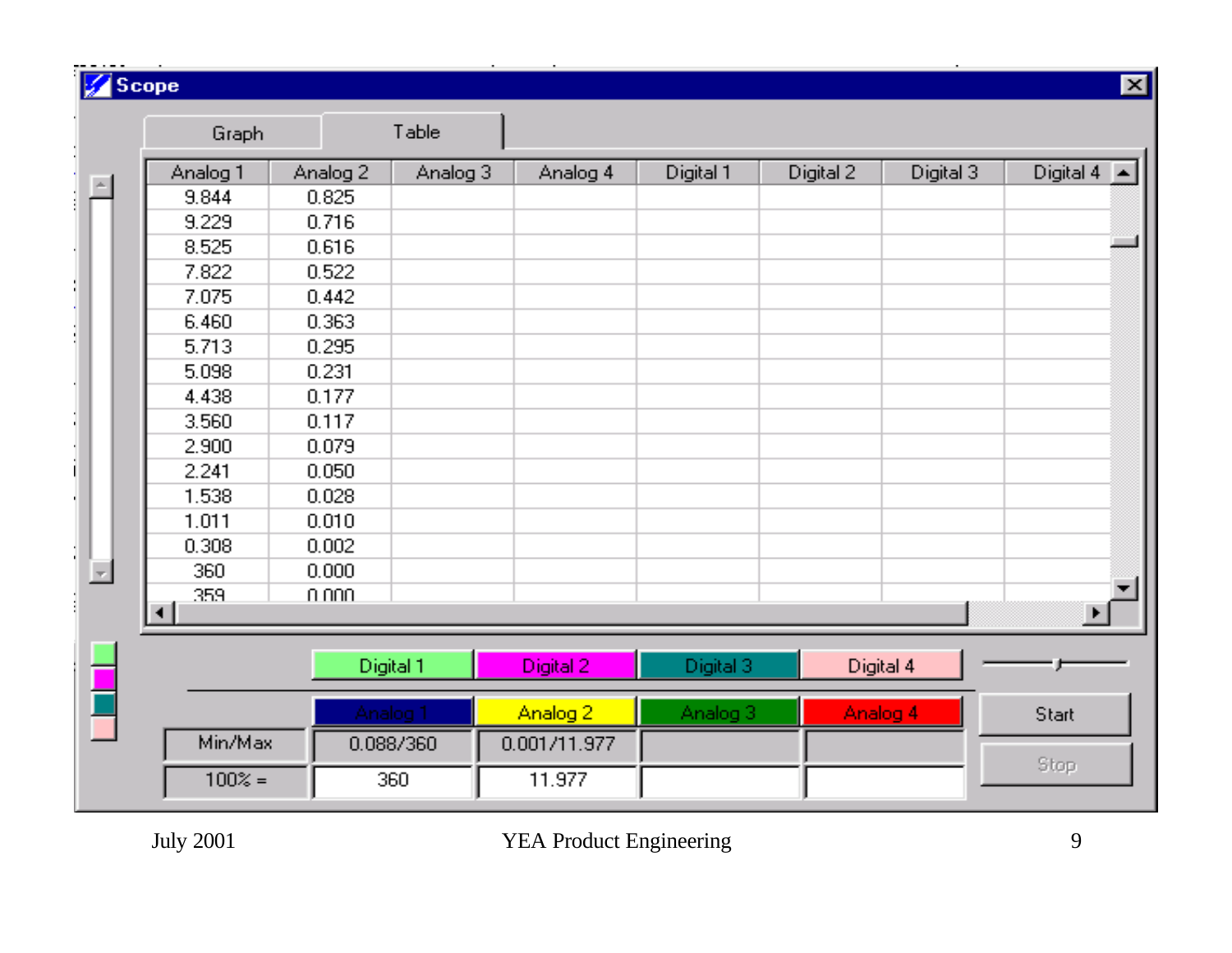**Scope**

Graph | Table

| Analog 1 | Analog 2 | Analog 3 | Analog 4 | Digital 1 | Digital 2 | Digital 3 | Digital 4 |
|---|---|---|---|---|---|---|---|
| 9.844 | 0.825 | | | | | | |
| 9.229 | 0.716 | | | | | | |
| 8.525 | 0.616 | | | | | | |
| 7.822 | 0.522 | | | | | | |
| 7.075 | 0.442 | | | | | | |
| 6.460 | 0.363 | | | | | | |
| 5.713 | 0.295 | | | | | | |
| 5.098 | 0.231 | | | | | | |
| 4.438 | 0.177 | | | | | | |
| 3.560 | 0.117 | | | | | | |
| 2.900 | 0.079 | | | | | | |
| 2.241 | 0.050 | | | | | | |
| 1.538 | 0.028 | | | | | | |
| 1.011 | 0.010 | | | | | | |
| 0.308 | 0.002 | | | | | | |
| 360 | 0.000 | | | | | | |
| 359 | 0.000 | | | | | | |

| | Analog 1 | Analog 2 | Analog 3 | Analog 4 |
|---|---|---|---|---|
| Min/Max | 0.088/360 | 0.001/11.977 | | |
| 100% = | 360 | 11.977 | | |

Digital 1 | Digital 2 | Digital 3 | Digital 4

Start

Stop

July 2001 YEA Product Engineering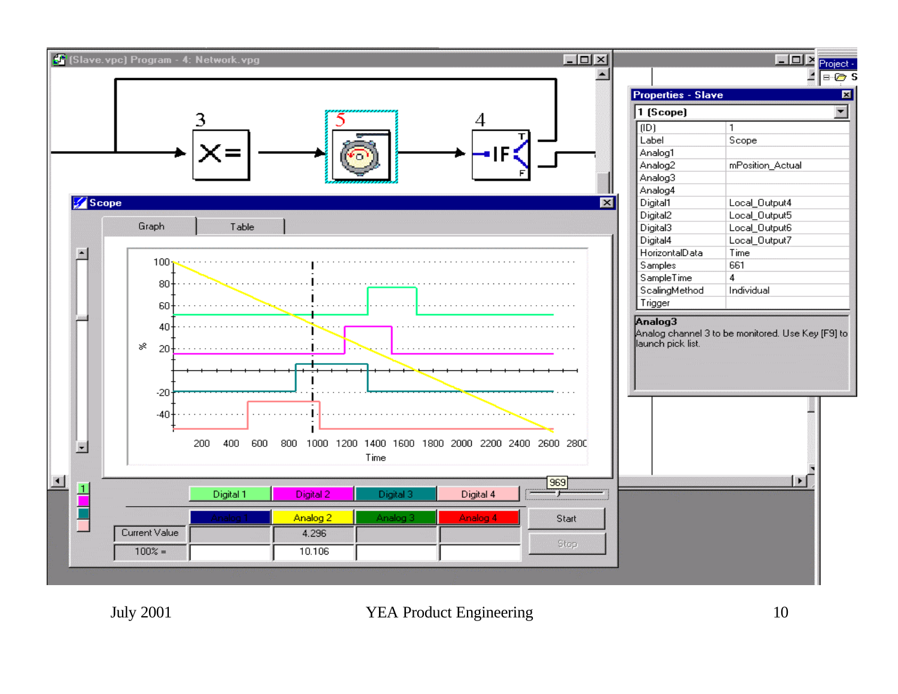[Slave.vpc] Program - 4: Network.vpg

3

5

4

X=

IF

T

F

Scope

Graph

Table

100

80

60

40

20

%

-20

-40

200 400 600 800 1000 1200 1400 1600 1800 2000 2200 2400 2600 2800

Time

| | Digital 1 | Digital 2 | Digital 3 | Digital 4 |
|---|---|---|---|---|
| | Analog 1 | Analog 2 | Analog 3 | Analog 4 |
| Current Value | | 4.296 | | |
| 100% = | | 10.106 | | |

969

Start

Stop

Properties - Slave

1 (Scope)

| | |
|---|---|
| (ID) | 1 |
| Label | Scope |
| Analog1 | |
| Analog2 | mPosition_Actual |
| Analog3 | |
| Analog4 | |
| Digital1 | Local_Output4 |
| Digital2 | Local_Output5 |
| Digital3 | Local_Output6 |
| Digital4 | Local_Output7 |
| HorizontalData | Time |
| Samples | 661 |
| SampleTime | 4 |
| ScalingMethod | Individual |
| Trigger | |

**Analog3**

Analog channel 3 to be monitored. Use Key [F9] to launch pick list.

Project -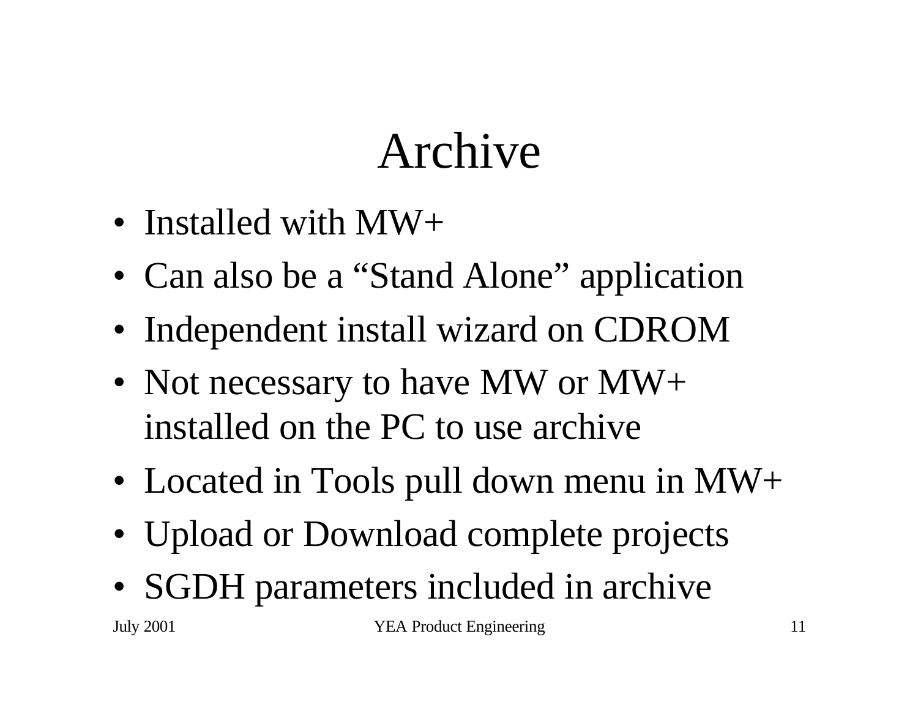# Archive

- Installed with MW+
- Can also be a "Stand Alone" application
- Independent install wizard on CDROM
- Not necessary to have MW or MW+ installed on the PC to use archive
- Located in Tools pull down menu in MW+
- Upload or Download complete projects
- SGDH parameters included in archive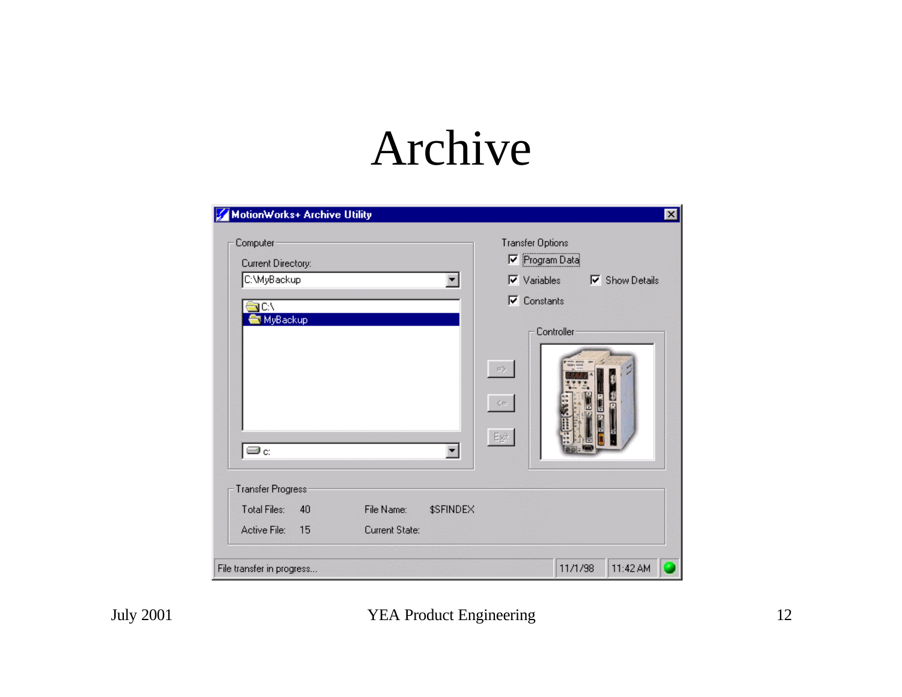# Archive

MotionWorks+ Archive Utility

Computer

Current Directory:

C:\MyBackup

C:\

MyBackup

c:

Transfer Options

Program Data

Variables

Show Details

Constants

Controller

=>

<=

Exit

Transfer Progress

Total Files: 40

File Name: $SFINDEX

Active File: 15

Current State:

File transfer in progress...

11/1/98

11:42 AM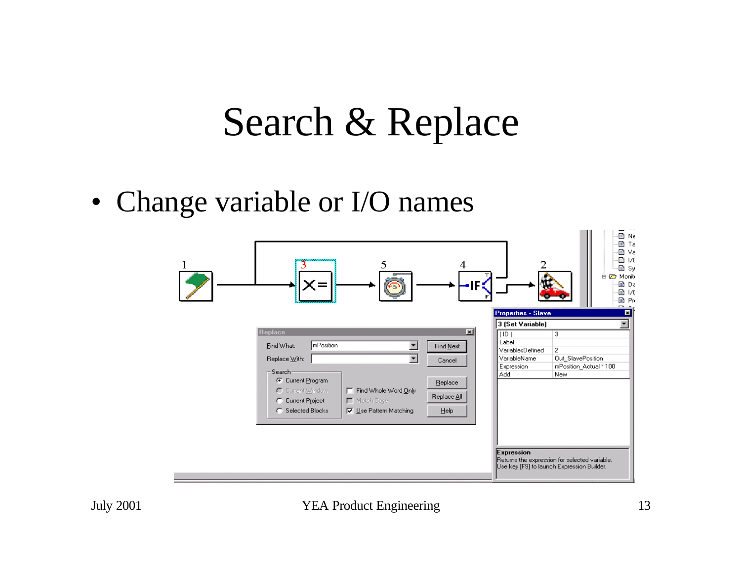# Search & Replace

- Change variable or I/O names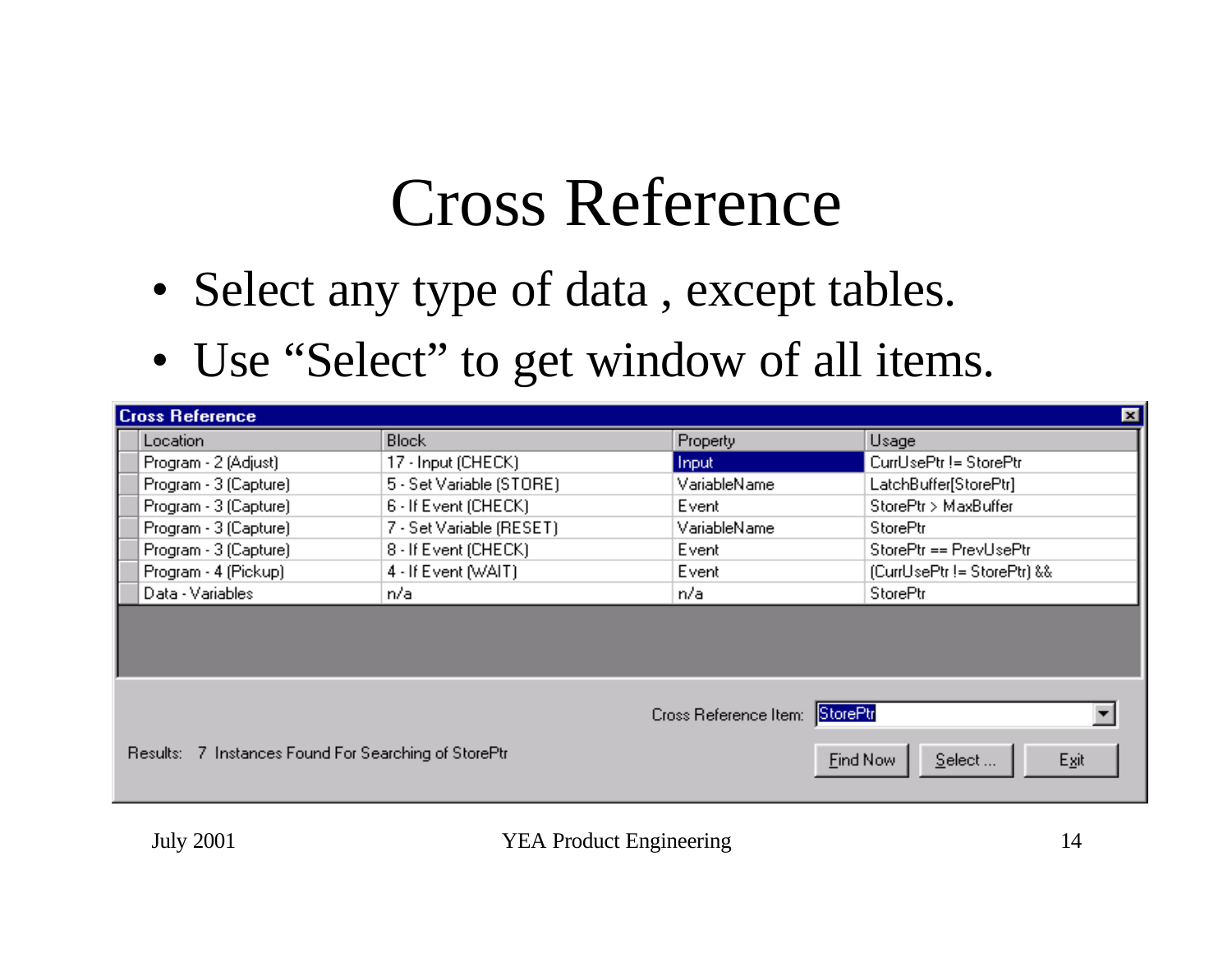# Cross Reference

- Select any type of data , except tables.
- Use “Select” to get window of all items.

**Cross Reference**

| Location | Block | Property | Usage |
|---|---|---|---|
| Program - 2 (Adjust) | 17 - Input (CHECK) | Input | CurrUsePtr != StorePtr |
| Program - 3 (Capture) | 5 - Set Variable (STORE) | VariableName | LatchBuffer[StorePtr] |
| Program - 3 (Capture) | 6 - If Event (CHECK) | Event | StorePtr > MaxBuffer |
| Program - 3 (Capture) | 7 - Set Variable (RESET) | VariableName | StorePtr |
| Program - 3 (Capture) | 8 - If Event (CHECK) | Event | StorePtr == PrevUsePtr |
| Program - 4 (Pickup) | 4 - If Event (WAIT) | Event | (CurrUsePtr != StorePtr) && |
| Data - Variables | n/a | n/a | StorePtr |

Cross Reference Item: StorePtr

Results: 7 Instances Found For Searching of StorePtr

Find Now | Select ... | Exit

July 2001 YEA Product Engineering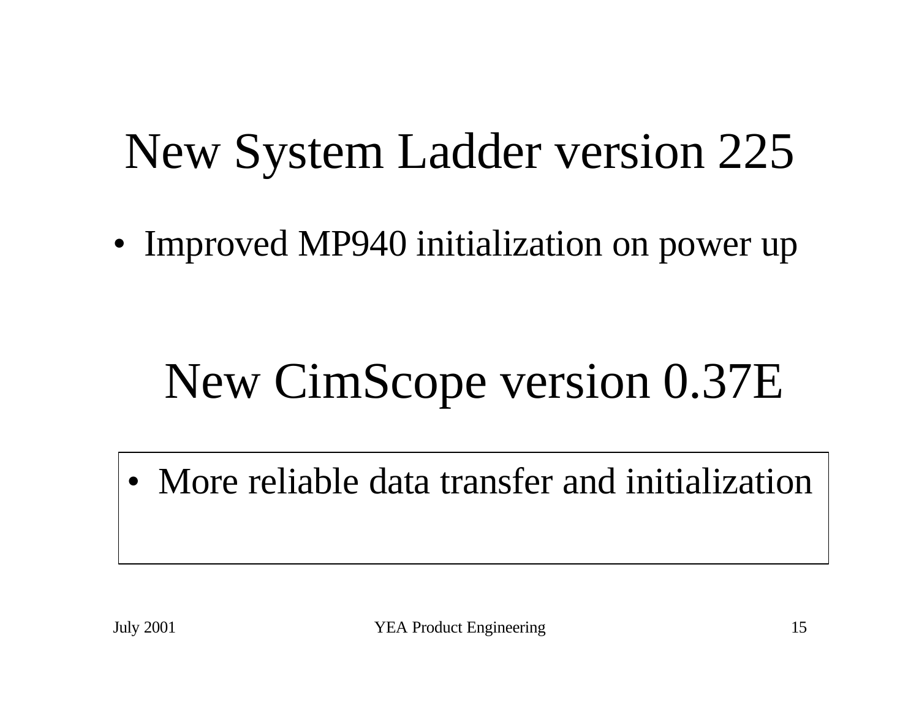# New System Ladder version 225

- Improved MP940 initialization on power up

# New CimScope version 0.37E

- More reliable data transfer and initialization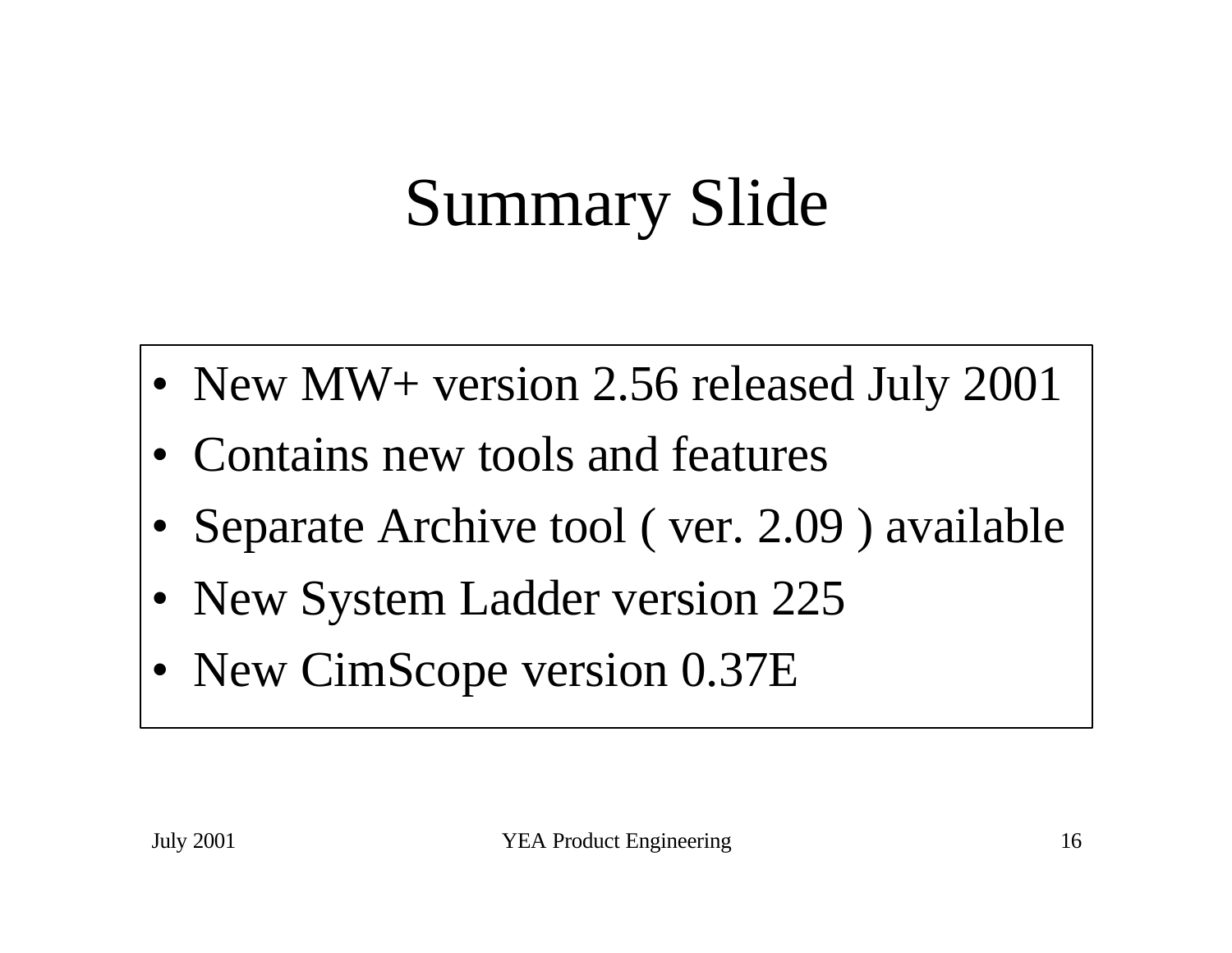# Summary Slide

- New MW+ version 2.56 released July 2001
- Contains new tools and features
- Separate Archive tool ( ver. 2.09 ) available
- New System Ladder version 225
- New CimScope version 0.37E